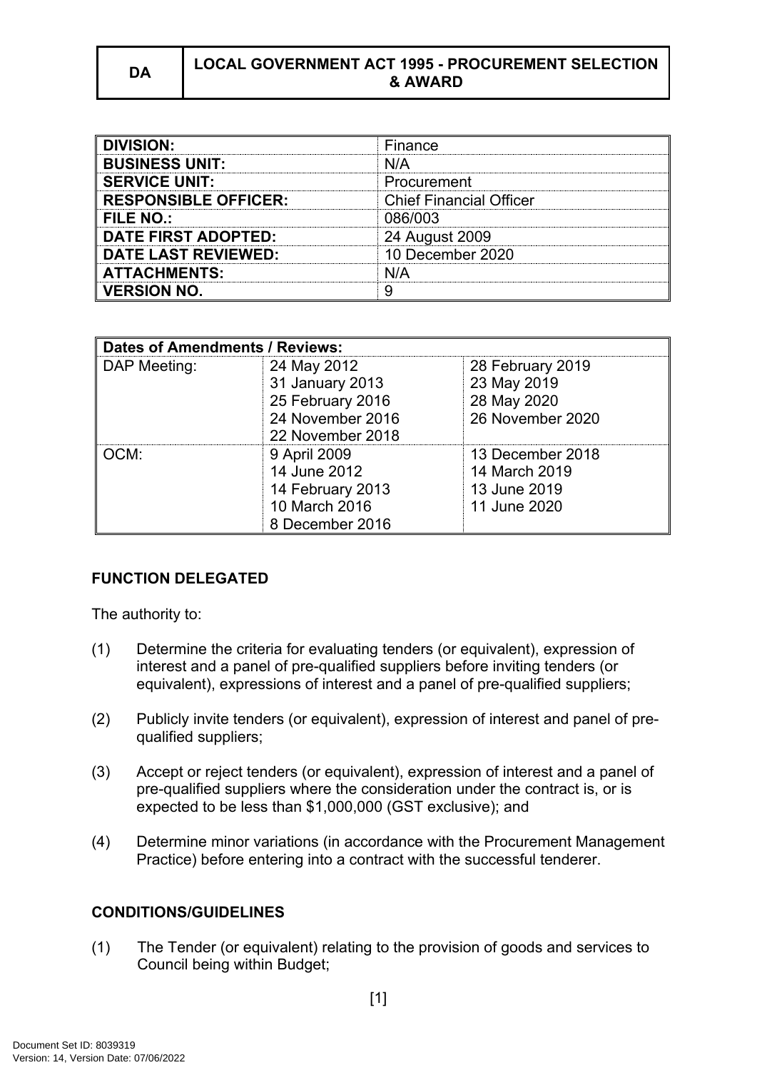| DA | LOCAL GOVERNMENT ACT 1995 - PROCUREMENT SELECTION & AWARD |
|---|---|

| | |
|---|---|
| **DIVISION:** | Finance |
| **BUSINESS UNIT:** | N/A |
| **SERVICE UNIT:** | Procurement |
| **RESPONSIBLE OFFICER:** | Chief Financial Officer |
| **FILE NO.:** | 086/003 |
| **DATE FIRST ADOPTED:** | 24 August 2009 |
| **DATE LAST REVIEWED:** | 10 December 2020 |
| **ATTACHMENTS:** | N/A |
| **VERSION NO.** | 9 |

| **Dates of Amendments / Reviews:** | | |
|---|---|---|
| DAP Meeting: | 24 May 2012<br>31 January 2013<br>25 February 2016<br>24 November 2016<br>22 November 2018 | 28 February 2019<br>23 May 2019<br>28 May 2020<br>26 November 2020 |
| OCM: | 9 April 2009<br>14 June 2012<br>14 February 2013<br>10 March 2016<br>8 December 2016 | 13 December 2018<br>14 March 2019<br>13 June 2019<br>11 June 2020 |

**FUNCTION DELEGATED**

The authority to:

(1) Determine the criteria for evaluating tenders (or equivalent), expression of interest and a panel of pre-qualified suppliers before inviting tenders (or equivalent), expressions of interest and a panel of pre-qualified suppliers;

(2) Publicly invite tenders (or equivalent), expression of interest and panel of pre-qualified suppliers;

(3) Accept or reject tenders (or equivalent), expression of interest and a panel of pre-qualified suppliers where the consideration under the contract is, or is expected to be less than $1,000,000 (GST exclusive); and

(4) Determine minor variations (in accordance with the Procurement Management Practice) before entering into a contract with the successful tenderer.

**CONDITIONS/GUIDELINES**

(1) The Tender (or equivalent) relating to the provision of goods and services to Council being within Budget;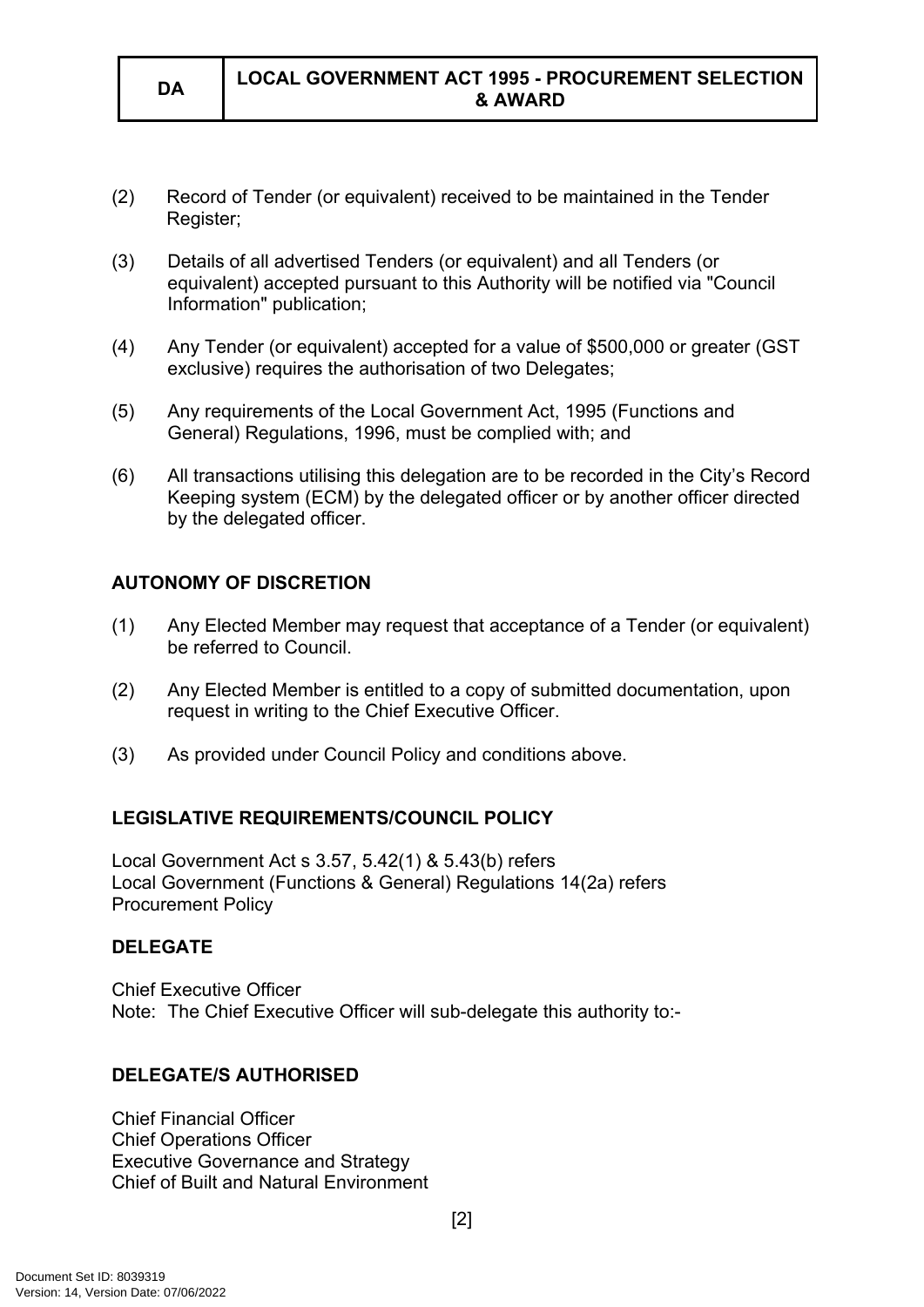(2) Record of Tender (or equivalent) received to be maintained in the Tender Register;

(3) Details of all advertised Tenders (or equivalent) and all Tenders (or equivalent) accepted pursuant to this Authority will be notified via "Council Information" publication;

(4) Any Tender (or equivalent) accepted for a value of $500,000 or greater (GST exclusive) requires the authorisation of two Delegates;

(5) Any requirements of the Local Government Act, 1995 (Functions and General) Regulations, 1996, must be complied with; and

(6) All transactions utilising this delegation are to be recorded in the City's Record Keeping system (ECM) by the delegated officer or by another officer directed by the delegated officer.

**AUTONOMY OF DISCRETION**

(1) Any Elected Member may request that acceptance of a Tender (or equivalent) be referred to Council.

(2) Any Elected Member is entitled to a copy of submitted documentation, upon request in writing to the Chief Executive Officer.

(3) As provided under Council Policy and conditions above.

**LEGISLATIVE REQUIREMENTS/COUNCIL POLICY**

Local Government Act s 3.57, 5.42(1) & 5.43(b) refers
Local Government (Functions & General) Regulations 14(2a) refers
Procurement Policy

**DELEGATE**

Chief Executive Officer
Note: The Chief Executive Officer will sub-delegate this authority to:-

**DELEGATE/S AUTHORISED**

Chief Financial Officer
Chief Operations Officer
Executive Governance and Strategy
Chief of Built and Natural Environment